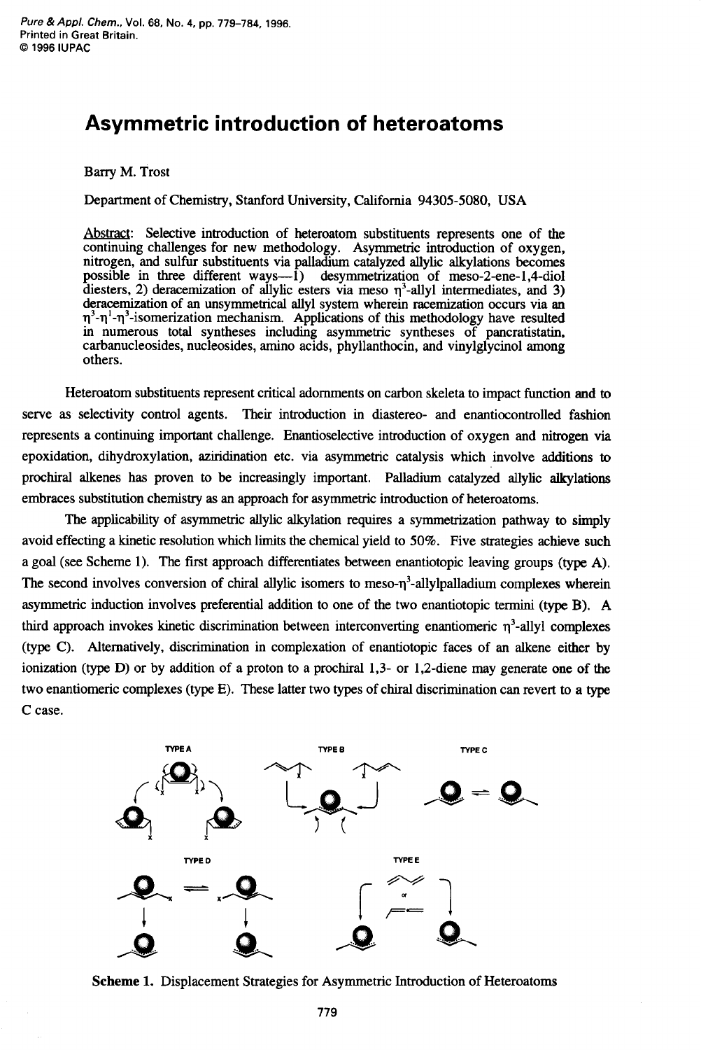# Asymmetric introduction of heteroatoms

Barry M. Trost

Department of Chemistry, Stanford University, California 94305-5080, USA

Abstract: Selective introduction of heteroatom substituents represents one of the continuing challenges for new methodology. Asymmetric introduction of oxygen, nitrogen, and sulfur substituents via palladium catalyzed allylic alkylations becomes possible in three different ways—1) desymmetrization of meso-2-ene-1,4-diol diesters, 2) deracemization of allylic esters via meso $\eta^3$-allyl intermediates, and 3) deracemization of an unsymmetrical allyl system wherein racemization occurs via an $\eta^3$-$\eta^1$-$\eta^3$-isomerization mechanism. Applications of this methodology have resulted in numerous total syntheses including asymmetric syntheses of pancratistatin, carbanucleosides, nucleosides, amino acids, phyllanthocin, and vinylglycinol among others.

Heteroatom substituents represent critical adornments on carbon skeleta to impact function and to serve as selectivity control agents. Their introduction in diastereo- and enantiocontrolled fashion represents a continuing important challenge. Enantioselective introduction of oxygen and nitrogen via epoxidation, dihydroxylation, aziridination etc. via asymmetric catalysis which involve additions to prochiral alkenes has proven to be increasingly important. Palladium catalyzed allylic alkylations embraces substitution chemistry as an approach for asymmetric introduction of heteroatoms.

The applicability of asymmetric allylic alkylation requires a symmetrization pathway to simply avoid effecting a kinetic resolution which limits the chemical yield to 50%. Five strategies achieve such a goal (see Scheme 1). The first approach differentiates between enantiotopic leaving groups (type A). The second involves conversion of chiral allylic isomers to meso-$\eta^3$-allylpalladium complexes wherein asymmetric induction involves preferential addition to one of the two enantiotopic termini (type B). A third approach invokes kinetic discrimination between interconverting enantiomeric $\eta^3$-allyl complexes (type C). Alternatively, discrimination in complexation of enantiotopic faces of an alkene either by ionization (type D) or by addition of a proton to a prochiral 1,3- or 1,2-diene may generate one of the two enantiomeric complexes (type E). These latter two types of chiral discrimination can revert to a type C case.

Scheme 1. Displacement Strategies for Asymmetric Introduction of Heteroatoms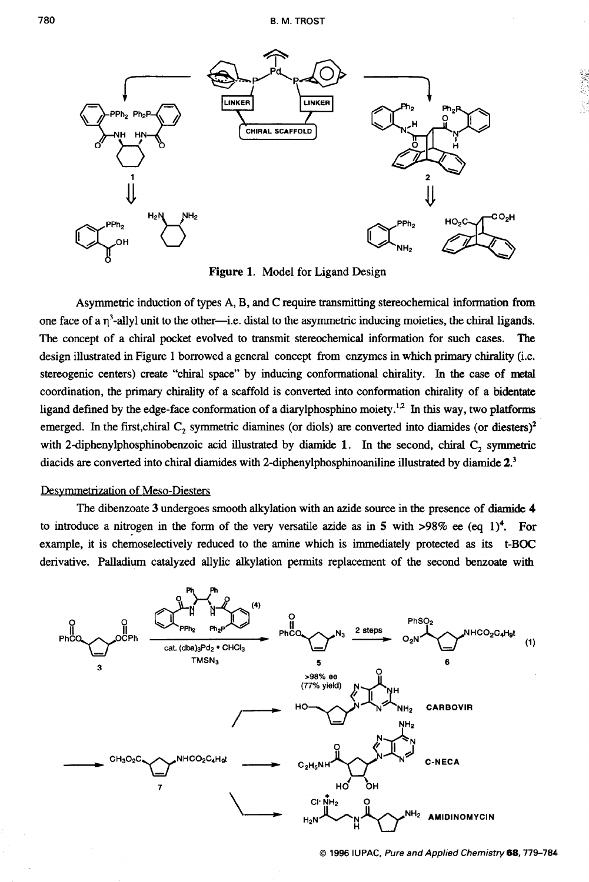**Figure 1.** Model for Ligand Design

Asymmetric induction of types A, B, and C require transmitting stereochemical information from one face of a $\eta^3$-allyl unit to the other—i.e. distal to the asymmetric inducing moieties, the chiral ligands. The concept of a chiral pocket evolved to transmit stereochemical information for such cases. The design illustrated in Figure 1 borrowed a general concept from enzymes in which primary chirality (i.e. stereogenic centers) create "chiral space" by inducing conformational chirality. In the case of metal coordination, the primary chirality of a scaffold is converted into conformation chirality of a bidentate ligand defined by the edge-face conformation of a diarylphosphino moiety.[1,2] In this way, two platforms emerged. In the first,chiral $C_2$ symmetric diamines (or diols) are converted into diamides (or diesters)[2] with 2-diphenylphosphinobenzoic acid illustrated by diamide **1**. In the second, chiral $C_2$ symmetric diacids are converted into chiral diamides with 2-diphenylphosphinoaniline illustrated by diamide **2**.[3]

## Desymmetrization of Meso-Diesters

The dibenzoate **3** undergoes smooth alkylation with an azide source in the presence of diamide **4** to introduce a nitrogen in the form of the very versatile azide as in **5** with >98% ee (eq 1)[4]. For example, it is chemoselectively reduced to the amine which is immediately protected as its t-BOC derivative. Palladium catalyzed allylic alkylation permits replacement of the second benzoate with

cat. $(dba)_3Pd_2 \cdot CHCl_3$, $TMSN_3$ (1)

**5**: >98% ee (77% yield)

CARBOVIR

C-NECA

AMIDINOMYCIN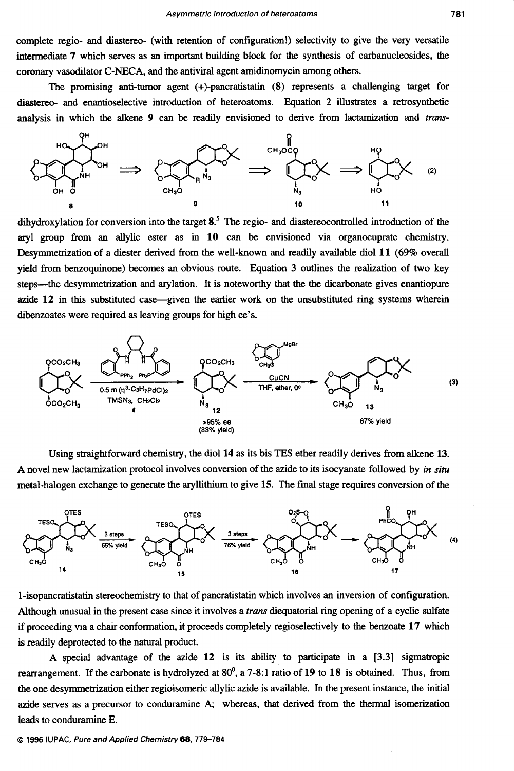complete regio- and diastereo- (with retention of configuration!) selectivity to give the very versatile intermediate **7** which serves as an important building block for the synthesis of carbanucleosides, the coronary vasodilator C-NECA, and the antiviral agent amidinomycin among others.

The promising anti-tumor agent (+)-pancratistatin (**8**) represents a challenging target for diastereo- and enantioselective introduction of heteroatoms. Equation 2 illustrates a retrosynthetic analysis in which the alkene **9** can be readily envisioned to derive from lactamization and *trans*-dihydroxylation for conversion into the target **8**.[5] The regio- and diastereocontrolled introduction of the aryl group from an allylic ester as in **10** can be envisioned via organocuprate chemistry. Desymmetrization of a diester derived from the well-known and readily available diol **11** (69% overall yield from benzoquinone) becomes an obvious route. Equation 3 outlines the realization of two key steps—the desymmetrization and arylation. It is noteworthy that the the dicarbonate gives enantiopure azide **12** in this substituted case—given the earlier work on the unsubstituted ring systems wherein dibenzoates were required as leaving groups for high ee's.

(2)

(3)

0.5 m ($\eta^3$-$C_3H_7PdCl)_2$, TMSN$_3$, $CH_2Cl_2$, rt — **12**: >95% ee (83% yield); CuCN, THF, ether, 0° — **13**: 67% yield

Using straightforward chemistry, the diol **14** as its bis TES ether readily derives from alkene **13**. A novel new lactamization protocol involves conversion of the azide to its isocyanate followed by *in situ* metal-halogen exchange to generate the aryllithium to give **15**. The final stage requires conversion of the 1-isopancratistatin stereochemistry to that of pancratistatin which involves an inversion of configuration. Although unusual in the present case since it involves a *trans* diequatorial ring opening of a cyclic sulfate if proceeding via a chair conformation, it proceeds completely regioselectively to the benzoate **17** which is readily deprotected to the natural product.

(4)

**14** → 3 steps, 65% yield → **15** → 3 steps, 76% yield → **16** → **17**

A special advantage of the azide **12** is its ability to participate in a [3.3] sigmatropic rearrangement. If the carbonate is hydrolyzed at 80°, a 7-8:1 ratio of **19** to **18** is obtained. Thus, from the one desymmetrization either regioisomeric allylic azide is available. In the present instance, the initial azide serves as a precursor to conduramine A; whereas, that derived from the thermal isomerization leads to conduramine E.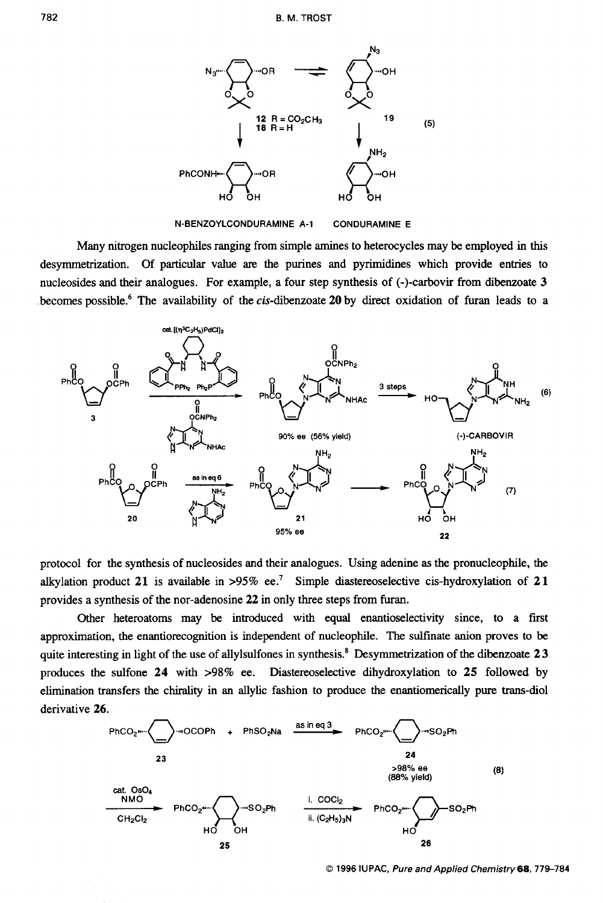N-BENZOYLCONDURAMINE A-1 CONDURAMINE E

(5)

Many nitrogen nucleophiles ranging from simple amines to heterocycles may be employed in this desymmetrization. Of particular value are the purines and pyrimidines which provide entries to nucleosides and their analogues. For example, a four step synthesis of (-)-carbovir from dibenzoate **3** becomes possible.[6] The availability of the *cis*-dibenzoate **20** by direct oxidation of furan leads to a

(6)

(7)

protocol for the synthesis of nucleosides and their analogues. Using adenine as the pronucleophile, the alkylation product **21** is available in >95% ee.[7] Simple diastereoselective cis-hydroxylation of **21** provides a synthesis of the nor-adenosine **22** in only three steps from furan.

Other heteroatoms may be introduced with equal enantioselectivity since, to a first approximation, the enantiorecognition is independent of nucleophile. The sulfinate anion proves to be quite interesting in light of the use of allylsulfones in synthesis.[8] Desymmetrization of the dibenzoate **23** produces the sulfone **24** with >98% ee. Diastereoselective dihydroxylation to **25** followed by elimination transfers the chirality in an allylic fashion to produce the enantiomerically pure trans-diol derivative **26**.

(8)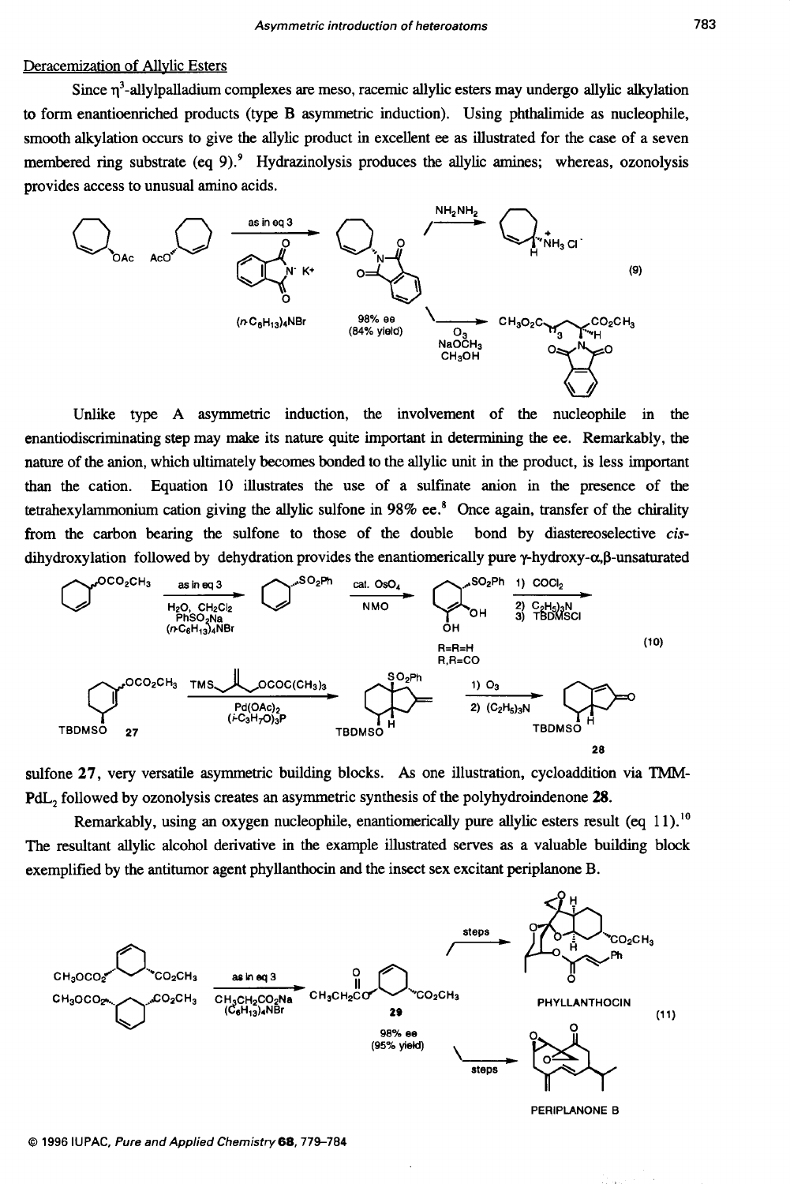Deracemization of Allylic Esters

Since $\eta^3$-allylpalladium complexes are meso, racemic allylic esters may undergo allylic alkylation to form enantioenriched products (type B asymmetric induction). Using phthalimide as nucleophile, smooth alkylation occurs to give the allylic product in excellent ee as illustrated for the case of a seven membered ring substrate (eq 9).[9] Hydrazinolysis produces the allylic amines; whereas, ozonolysis provides access to unusual amino acids.

(9)

Unlike type A asymmetric induction, the involvement of the nucleophile in the enantiodiscriminating step may make its nature quite important in determining the ee. Remarkably, the nature of the anion, which ultimately becomes bonded to the allylic unit in the product, is less important than the cation. Equation 10 illustrates the use of a sulfinate anion in the presence of the tetrahexylammonium cation giving the allylic sulfone in 98% ee.[8] Once again, transfer of the chirality from the carbon bearing the sulfone to those of the double bond by diastereoselective *cis*-dihydroxylation followed by dehydration provides the enantiomerically pure γ-hydroxy-α,β-unsaturated sulfone **27**, very versatile asymmetric building blocks. As one illustration, cycloaddition via TMM-$PdL_2$ followed by ozonolysis creates an asymmetric synthesis of the polyhydroindenone **28**.

(10)

Remarkably, using an oxygen nucleophile, enantiomerically pure allylic esters result (eq 11).[10] The resultant allylic alcohol derivative in the example illustrated serves as a valuable building block exemplified by the antitumor agent phyllanthocin and the insect sex excitant periplanone B.

(11)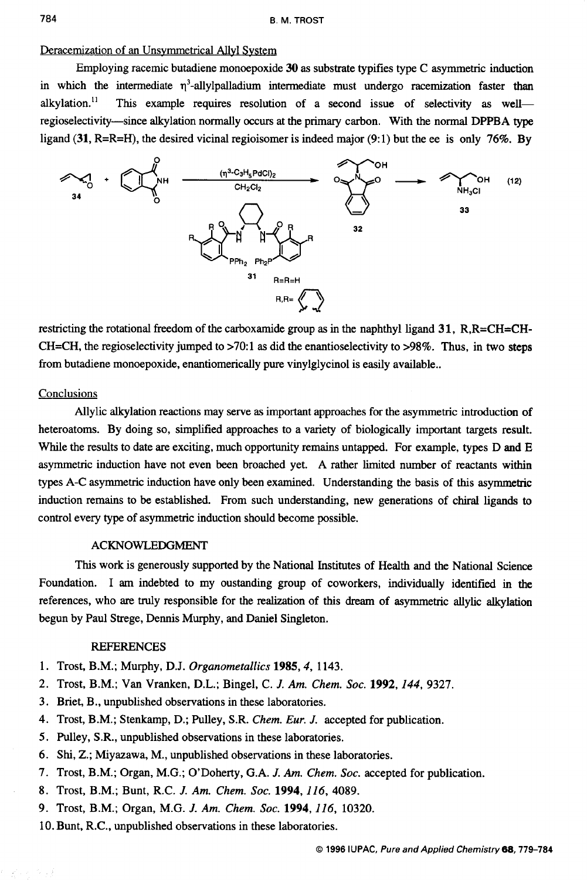Deracemization of an Unsymmetrical Allyl System

Employing racemic butadiene monoepoxide **30** as substrate typifies type C asymmetric induction in which the intermediate $\eta^3$-allylpalladium intermediate must undergo racemization faster than alkylation.[11] This example requires resolution of a second issue of selectivity as well—regioselectivity—since alkylation normally occurs at the primary carbon. With the normal DPPBA type ligand (**31**, R=R=H), the desired vicinal regioisomer is indeed major (9:1) but the ee is only 76%. By

34 + phthalimide $\xrightarrow[CH_2Cl_2]{(\eta^3\text{-}C_3H_5PdCl)_2}$ 32 ⟶ 33 (12)

PPh$_2$ Ph$_2$P

31 R=R=H

R,R=

restricting the rotational freedom of the carboxamide group as in the naphthyl ligand **31**, R,R=CH=CH-CH=CH, the regioselectivity jumped to >70:1 as did the enantioselectivity to >98%. Thus, in two steps from butadiene monoepoxide, enantiomerically pure vinylglycinol is easily available..

## Conclusions

Allylic alkylation reactions may serve as important approaches for the asymmetric introduction of heteroatoms. By doing so, simplified approaches to a variety of biologically important targets result. While the results to date are exciting, much opportunity remains untapped. For example, types D and E asymmetric induction have not even been broached yet. A rather limited number of reactants within types A-C asymmetric induction have only been examined. Understanding the basis of this asymmetric induction remains to be established. From such understanding, new generations of chiral ligands to control every type of asymmetric induction should become possible.

## ACKNOWLEDGMENT

This work is generously supported by the National Institutes of Health and the National Science Foundation. I am indebted to my oustanding group of coworkers, individually identified in the references, who are truly responsible for the realization of this dream of asymmetric allylic alkylation begun by Paul Strege, Dennis Murphy, and Daniel Singleton.

## REFERENCES

1. Trost, B.M.; Murphy, D.J. *Organometallics* **1985**, *4*, 1143.
2. Trost, B.M.; Van Vranken, D.L.; Bingel, C. *J. Am. Chem. Soc.* **1992**, *144*, 9327.
3. Briet, B., unpublished observations in these laboratories.
4. Trost, B.M.; Stenkamp, D.; Pulley, S.R. *Chem. Eur. J.* accepted for publication.
5. Pulley, S.R., unpublished observations in these laboratories.
6. Shi, Z.; Miyazawa, M., unpublished observations in these laboratories.
7. Trost, B.M.; Organ, M.G.; O'Doherty, G.A. *J. Am. Chem. Soc.* accepted for publication.
8. Trost, B.M.; Bunt, R.C. *J. Am. Chem. Soc.* **1994**, *116*, 4089.
9. Trost, B.M.; Organ, M.G. *J. Am. Chem. Soc.* **1994**, *116*, 10320.
10. Bunt, R.C., unpublished observations in these laboratories.